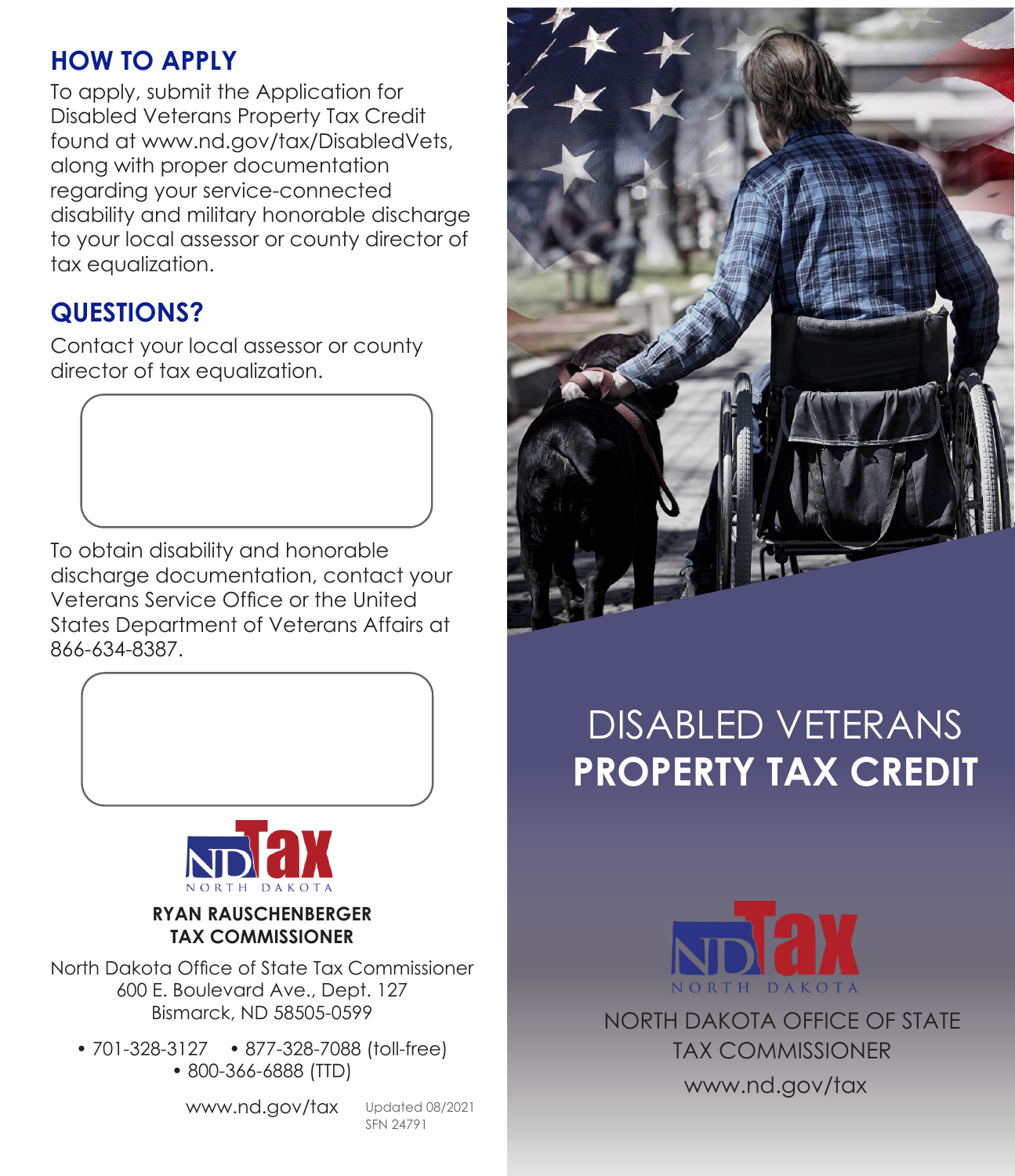## HOW TO APPLY

To apply, submit the Application for Disabled Veterans Property Tax Credit found at www.nd.gov/tax/DisabledVets, along with proper documentation regarding your service-connected disability and military honorable discharge to your local assessor or county director of tax equalization.

## QUESTIONS?

Contact your local assessor or county director of tax equalization.

To obtain disability and honorable discharge documentation, contact your Veterans Service Office or the United States Department of Veterans Affairs at 866-634-8387.

**RYAN RAUSCHENBERGER**
**TAX COMMISSIONER**

North Dakota Office of State Tax Commissioner
600 E. Boulevard Ave., Dept. 127
Bismarck, ND 58505-0599

- 701-328-3127
- 877-328-7088 (toll-free)
- 800-366-6888 (TTD)

www.nd.gov/tax

Updated 08/2021
SFN 24791

# DISABLED VETERANS **PROPERTY TAX CREDIT**

NORTH DAKOTA OFFICE OF STATE TAX COMMISSIONER

www.nd.gov/tax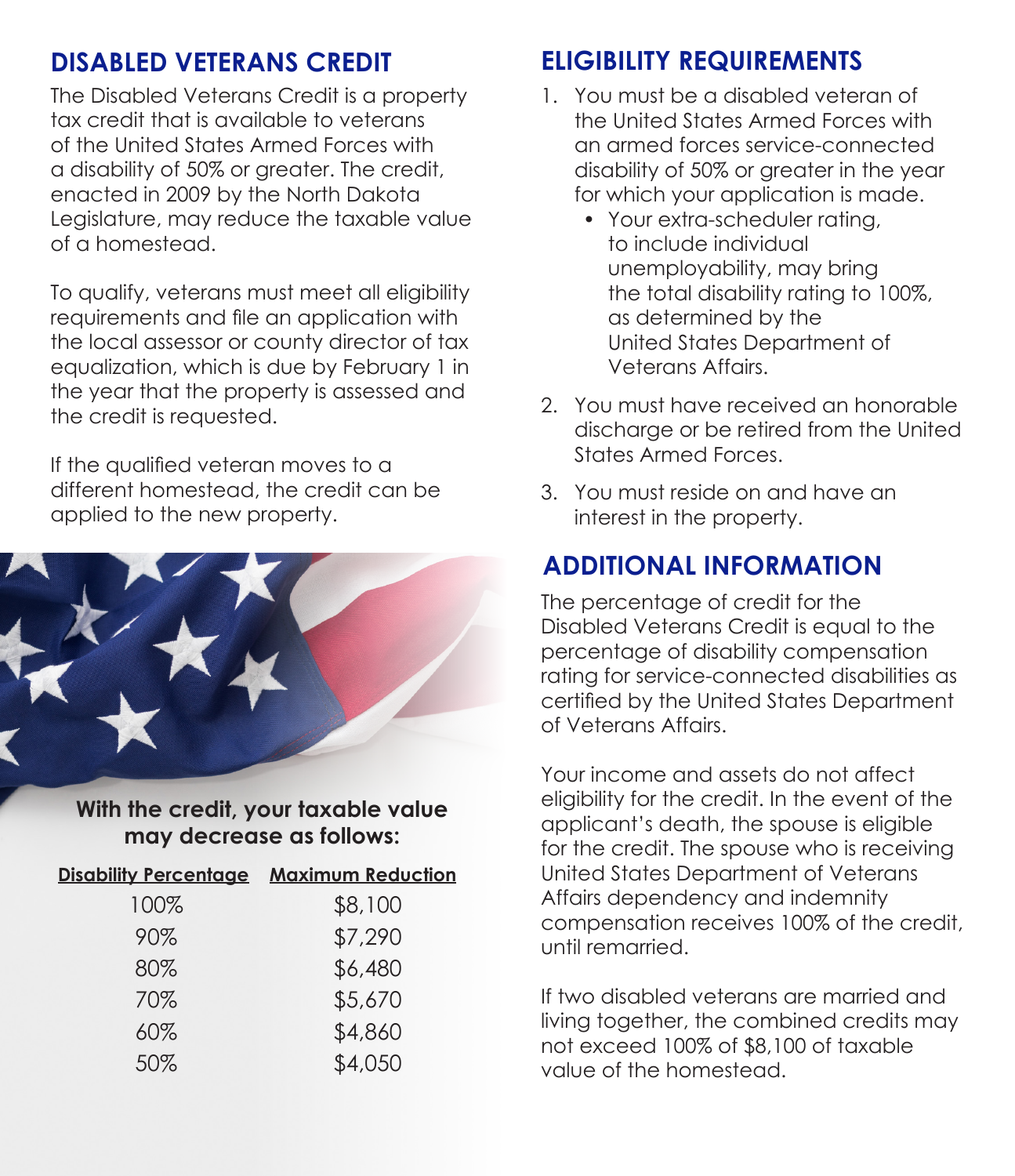## DISABLED VETERANS CREDIT

The Disabled Veterans Credit is a property tax credit that is available to veterans of the United States Armed Forces with a disability of 50% or greater. The credit, enacted in 2009 by the North Dakota Legislature, may reduce the taxable value of a homestead.

To qualify, veterans must meet all eligibility requirements and file an application with the local assessor or county director of tax equalization, which is due by February 1 in the year that the property is assessed and the credit is requested.

If the qualified veteran moves to a different homestead, the credit can be applied to the new property.

**With the credit, your taxable value may decrease as follows:**

| Disability Percentage | Maximum Reduction |
|---|---|
| 100% | $8,100 |
| 90% | $7,290 |
| 80% | $6,480 |
| 70% | $5,670 |
| 60% | $4,860 |
| 50% | $4,050 |

## ELIGIBILITY REQUIREMENTS

1. You must be a disabled veteran of the United States Armed Forces with an armed forces service-connected disability of 50% or greater in the year for which your application is made.
   - Your extra-scheduler rating, to include individual unemployability, may bring the total disability rating to 100%, as determined by the United States Department of Veterans Affairs.
2. You must have received an honorable discharge or be retired from the United States Armed Forces.
3. You must reside on and have an interest in the property.

## ADDITIONAL INFORMATION

The percentage of credit for the Disabled Veterans Credit is equal to the percentage of disability compensation rating for service-connected disabilities as certified by the United States Department of Veterans Affairs.

Your income and assets do not affect eligibility for the credit. In the event of the applicant's death, the spouse is eligible for the credit. The spouse who is receiving United States Department of Veterans Affairs dependency and indemnity compensation receives 100% of the credit, until remarried.

If two disabled veterans are married and living together, the combined credits may not exceed 100% of $8,100 of taxable value of the homestead.